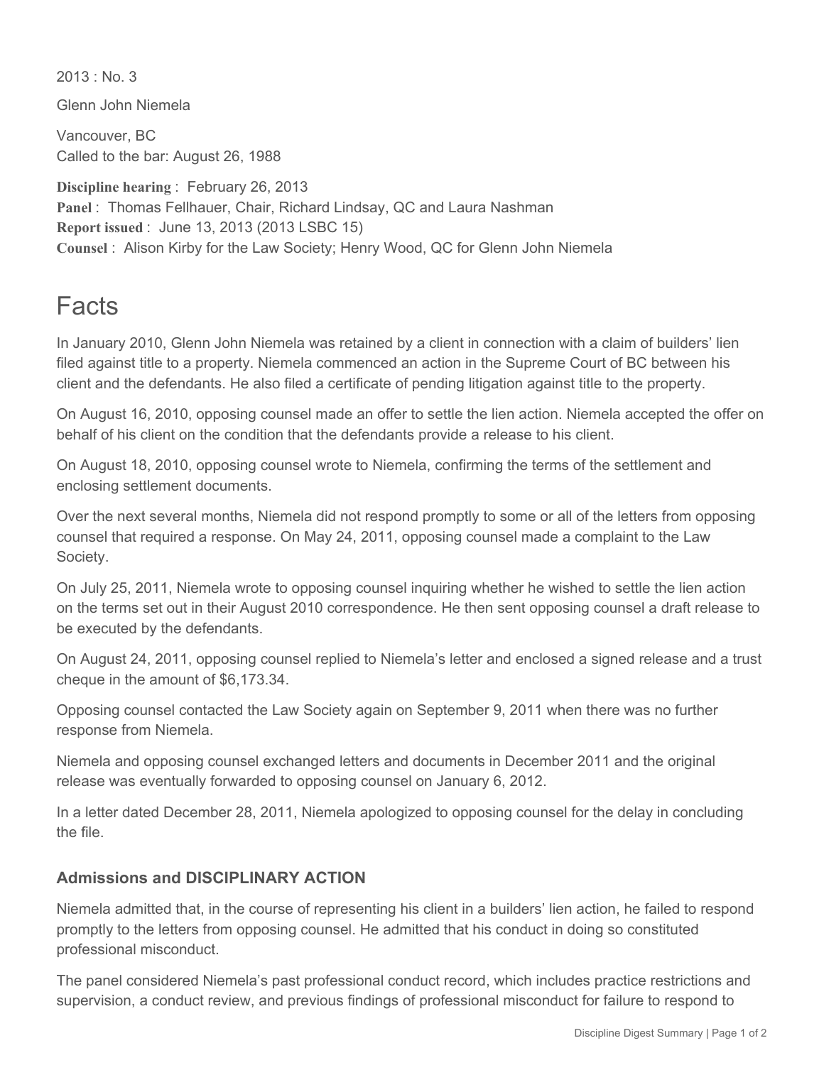2013 : No. 3

Glenn John Niemela

Vancouver, BC
Called to the bar: August 26, 1988

**Discipline hearing** : February 26, 2013
**Panel** : Thomas Fellhauer, Chair, Richard Lindsay, QC and Laura Nashman
**Report issued** : June 13, 2013 (2013 LSBC 15)
**Counsel** : Alison Kirby for the Law Society; Henry Wood, QC for Glenn John Niemela

# Facts

In January 2010, Glenn John Niemela was retained by a client in connection with a claim of builders' lien filed against title to a property. Niemela commenced an action in the Supreme Court of BC between his client and the defendants. He also filed a certificate of pending litigation against title to the property.

On August 16, 2010, opposing counsel made an offer to settle the lien action. Niemela accepted the offer on behalf of his client on the condition that the defendants provide a release to his client.

On August 18, 2010, opposing counsel wrote to Niemela, confirming the terms of the settlement and enclosing settlement documents.

Over the next several months, Niemela did not respond promptly to some or all of the letters from opposing counsel that required a response. On May 24, 2011, opposing counsel made a complaint to the Law Society.

On July 25, 2011, Niemela wrote to opposing counsel inquiring whether he wished to settle the lien action on the terms set out in their August 2010 correspondence. He then sent opposing counsel a draft release to be executed by the defendants.

On August 24, 2011, opposing counsel replied to Niemela's letter and enclosed a signed release and a trust cheque in the amount of $6,173.34.

Opposing counsel contacted the Law Society again on September 9, 2011 when there was no further response from Niemela.

Niemela and opposing counsel exchanged letters and documents in December 2011 and the original release was eventually forwarded to opposing counsel on January 6, 2012.

In a letter dated December 28, 2011, Niemela apologized to opposing counsel for the delay in concluding the file.

### Admissions and DISCIPLINARY ACTION

Niemela admitted that, in the course of representing his client in a builders' lien action, he failed to respond promptly to the letters from opposing counsel. He admitted that his conduct in doing so constituted professional misconduct.

The panel considered Niemela's past professional conduct record, which includes practice restrictions and supervision, a conduct review, and previous findings of professional misconduct for failure to respond to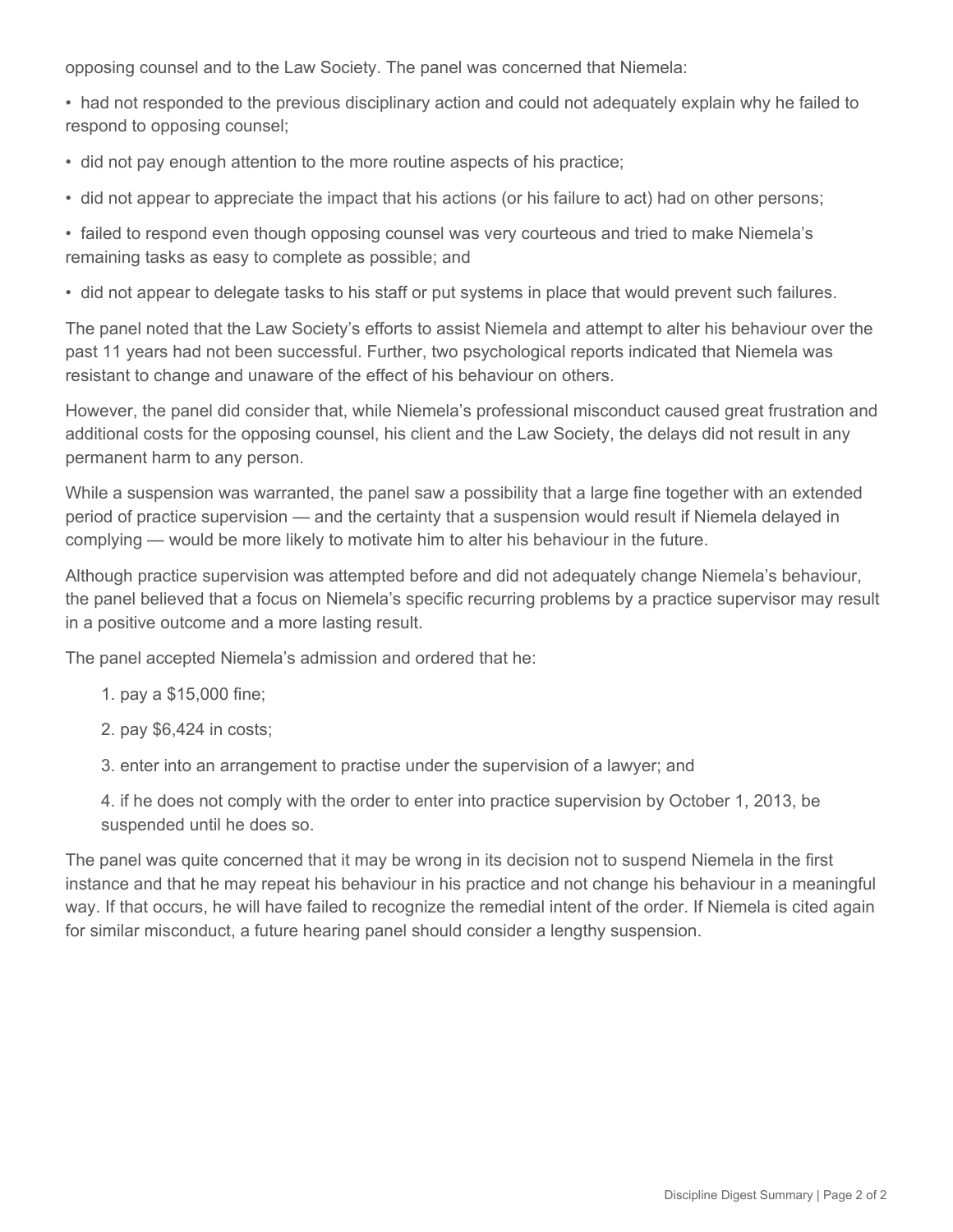opposing counsel and to the Law Society. The panel was concerned that Niemela:

- had not responded to the previous disciplinary action and could not adequately explain why he failed to respond to opposing counsel;
- did not pay enough attention to the more routine aspects of his practice;
- did not appear to appreciate the impact that his actions (or his failure to act) had on other persons;
- failed to respond even though opposing counsel was very courteous and tried to make Niemela's remaining tasks as easy to complete as possible; and
- did not appear to delegate tasks to his staff or put systems in place that would prevent such failures.

The panel noted that the Law Society's efforts to assist Niemela and attempt to alter his behaviour over the past 11 years had not been successful. Further, two psychological reports indicated that Niemela was resistant to change and unaware of the effect of his behaviour on others.

However, the panel did consider that, while Niemela's professional misconduct caused great frustration and additional costs for the opposing counsel, his client and the Law Society, the delays did not result in any permanent harm to any person.

While a suspension was warranted, the panel saw a possibility that a large fine together with an extended period of practice supervision — and the certainty that a suspension would result if Niemela delayed in complying — would be more likely to motivate him to alter his behaviour in the future.

Although practice supervision was attempted before and did not adequately change Niemela's behaviour, the panel believed that a focus on Niemela's specific recurring problems by a practice supervisor may result in a positive outcome and a more lasting result.

The panel accepted Niemela's admission and ordered that he:

1. pay a $15,000 fine;
2. pay $6,424 in costs;
3. enter into an arrangement to practise under the supervision of a lawyer; and
4. if he does not comply with the order to enter into practice supervision by October 1, 2013, be suspended until he does so.

The panel was quite concerned that it may be wrong in its decision not to suspend Niemela in the first instance and that he may repeat his behaviour in his practice and not change his behaviour in a meaningful way. If that occurs, he will have failed to recognize the remedial intent of the order. If Niemela is cited again for similar misconduct, a future hearing panel should consider a lengthy suspension.